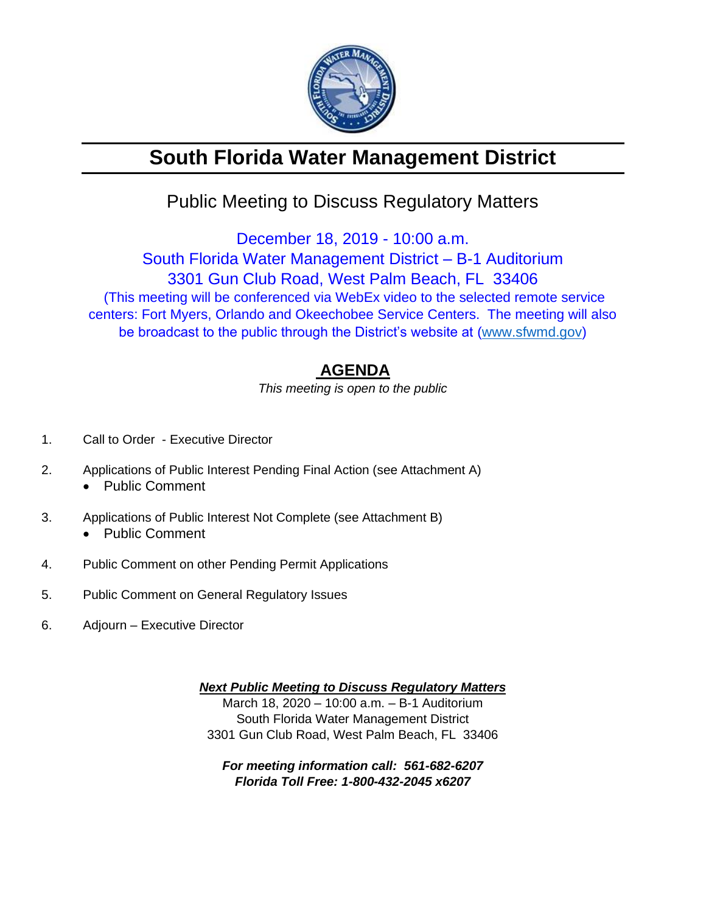# South Florida Water Management District

## Public Meeting to Discuss Regulatory Matters

December 18, 2019 - 10:00 a.m.
South Florida Water Management District – B-1 Auditorium
3301 Gun Club Road, West Palm Beach, FL 33406
(This meeting will be conferenced via WebEx video to the selected remote service centers: Fort Myers, Orlando and Okeechobee Service Centers. The meeting will also be broadcast to the public through the District's website at (www.sfwmd.gov)

## AGENDA

*This meeting is open to the public*

1. Call to Order - Executive Director
2. Applications of Public Interest Pending Final Action (see Attachment A)
   - Public Comment
3. Applications of Public Interest Not Complete (see Attachment B)
   - Public Comment
4. Public Comment on other Pending Permit Applications
5. Public Comment on General Regulatory Issues
6. Adjourn – Executive Director

***Next Public Meeting to Discuss Regulatory Matters***
March 18, 2020 – 10:00 a.m. – B-1 Auditorium
South Florida Water Management District
3301 Gun Club Road, West Palm Beach, FL 33406

***For meeting information call: 561-682-6207***
***Florida Toll Free: 1-800-432-2045 x6207***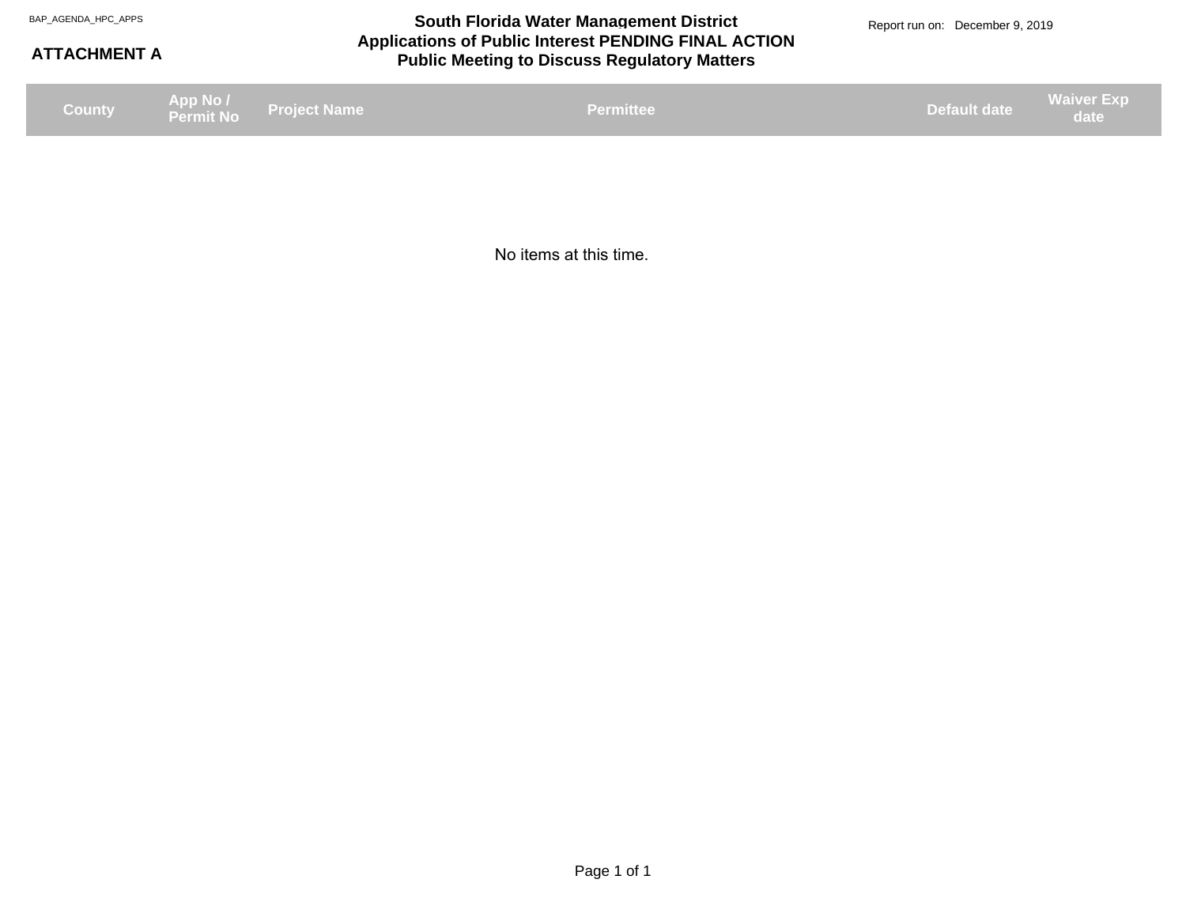BAP_AGENDA_HPC_APPS

**ATTACHMENT A**

# South Florida Water Management District
## Applications of Public Interest PENDING FINAL ACTION
## Public Meeting to Discuss Regulatory Matters

Report run on: December 9, 2019

| County | App No / Permit No | Project Name | Permittee | Default date | Waiver Exp date |
|---|---|---|---|---|---|

No items at this time.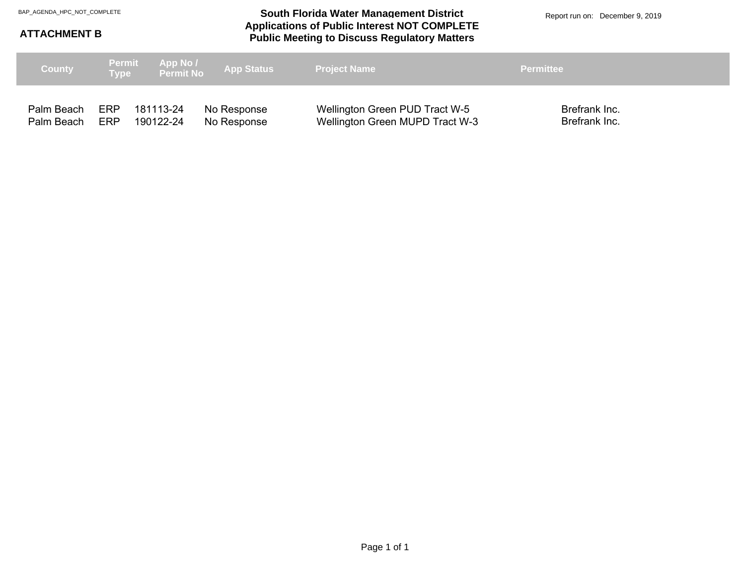BAP_AGENDA_HPC_NOT_COMPLETE

**ATTACHMENT B**

# South Florida Water Management District
## Applications of Public Interest NOT COMPLETE
## Public Meeting to Discuss Regulatory Matters

Report run on: December 9, 2019

| County | Permit Type | App No / Permit No | App Status | Project Name | Permittee |
|---|---|---|---|---|---|
| Palm Beach | ERP | 181113-24 | No Response | Wellington Green PUD Tract W-5 | Brefrank Inc. |
| Palm Beach | ERP | 190122-24 | No Response | Wellington Green MUPD Tract W-3 | Brefrank Inc. |